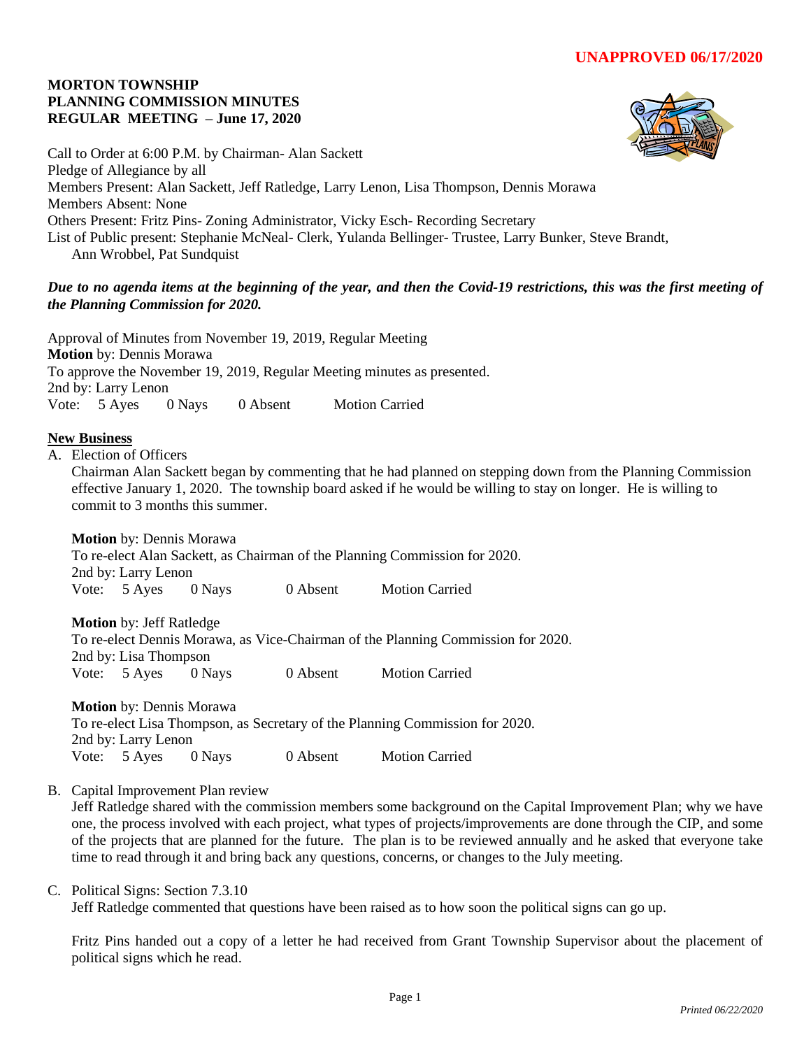**UNAPPROVED 06/17/2020**

# MORTON TOWNSHIP
## PLANNING COMMISSION MINUTES
## REGULAR MEETING – June 17, 2020

Call to Order at 6:00 P.M. by Chairman- Alan Sackett
Pledge of Allegiance by all
Members Present: Alan Sackett, Jeff Ratledge, Larry Lenon, Lisa Thompson, Dennis Morawa
Members Absent: None
Others Present: Fritz Pins- Zoning Administrator, Vicky Esch- Recording Secretary
List of Public present: Stephanie McNeal- Clerk, Yulanda Bellinger- Trustee, Larry Bunker, Steve Brandt, Ann Wrobbel, Pat Sundquist

***Due to no agenda items at the beginning of the year, and then the Covid-19 restrictions, this was the first meeting of the Planning Commission for 2020.***

Approval of Minutes from November 19, 2019, Regular Meeting
**Motion** by: Dennis Morawa
To approve the November 19, 2019, Regular Meeting minutes as presented.
2nd by: Larry Lenon
Vote: 5 Ayes 0 Nays 0 Absent Motion Carried

**New Business**

A. Election of Officers

Chairman Alan Sackett began by commenting that he had planned on stepping down from the Planning Commission effective January 1, 2020. The township board asked if he would be willing to stay on longer. He is willing to commit to 3 months this summer.

**Motion** by: Dennis Morawa
To re-elect Alan Sackett, as Chairman of the Planning Commission for 2020.
2nd by: Larry Lenon
Vote: 5 Ayes 0 Nays 0 Absent Motion Carried

**Motion** by: Jeff Ratledge
To re-elect Dennis Morawa, as Vice-Chairman of the Planning Commission for 2020.
2nd by: Lisa Thompson
Vote: 5 Ayes 0 Nays 0 Absent Motion Carried

**Motion** by: Dennis Morawa
To re-elect Lisa Thompson, as Secretary of the Planning Commission for 2020.
2nd by: Larry Lenon
Vote: 5 Ayes 0 Nays 0 Absent Motion Carried

B. Capital Improvement Plan review

Jeff Ratledge shared with the commission members some background on the Capital Improvement Plan; why we have one, the process involved with each project, what types of projects/improvements are done through the CIP, and some of the projects that are planned for the future. The plan is to be reviewed annually and he asked that everyone take time to read through it and bring back any questions, concerns, or changes to the July meeting.

C. Political Signs: Section 7.3.10

Jeff Ratledge commented that questions have been raised as to how soon the political signs can go up.

Fritz Pins handed out a copy of a letter he had received from Grant Township Supervisor about the placement of political signs which he read.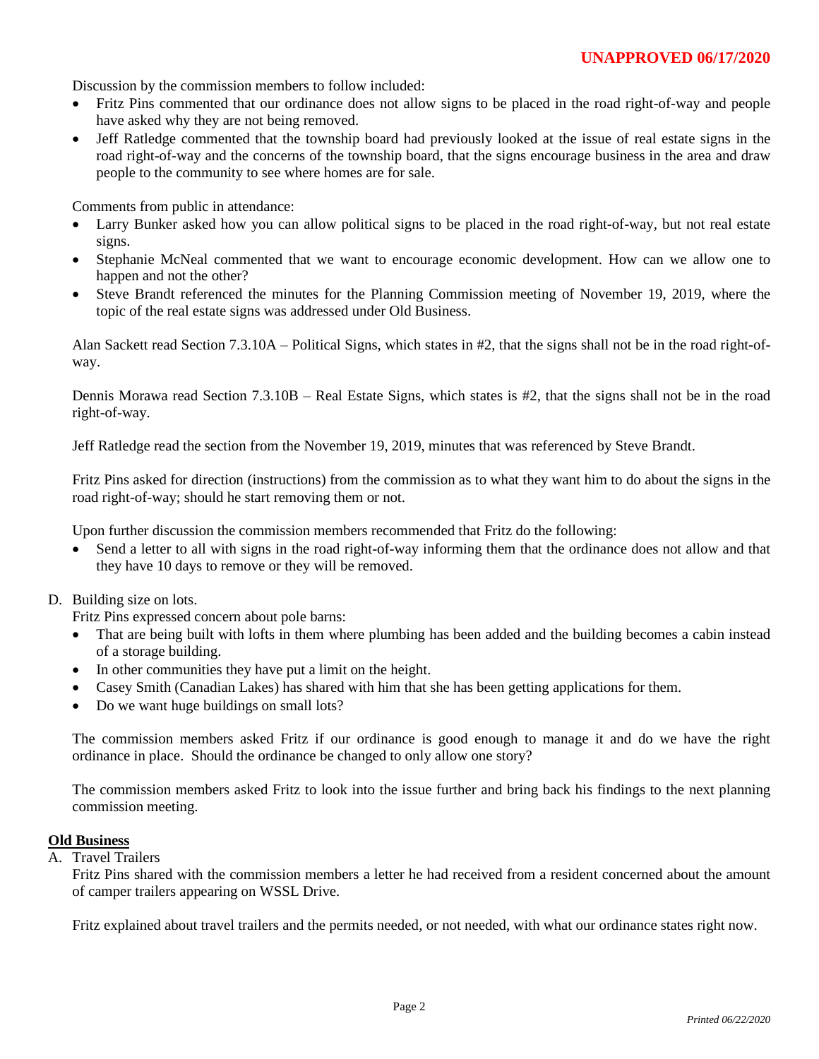**UNAPPROVED 06/17/2020**

Discussion by the commission members to follow included:

- Fritz Pins commented that our ordinance does not allow signs to be placed in the road right-of-way and people have asked why they are not being removed.
- Jeff Ratledge commented that the township board had previously looked at the issue of real estate signs in the road right-of-way and the concerns of the township board, that the signs encourage business in the area and draw people to the community to see where homes are for sale.

Comments from public in attendance:

- Larry Bunker asked how you can allow political signs to be placed in the road right-of-way, but not real estate signs.
- Stephanie McNeal commented that we want to encourage economic development. How can we allow one to happen and not the other?
- Steve Brandt referenced the minutes for the Planning Commission meeting of November 19, 2019, where the topic of the real estate signs was addressed under Old Business.

Alan Sackett read Section 7.3.10A – Political Signs, which states in #2, that the signs shall not be in the road right-of-way.

Dennis Morawa read Section 7.3.10B – Real Estate Signs, which states is #2, that the signs shall not be in the road right-of-way.

Jeff Ratledge read the section from the November 19, 2019, minutes that was referenced by Steve Brandt.

Fritz Pins asked for direction (instructions) from the commission as to what they want him to do about the signs in the road right-of-way; should he start removing them or not.

Upon further discussion the commission members recommended that Fritz do the following:

- Send a letter to all with signs in the road right-of-way informing them that the ordinance does not allow and that they have 10 days to remove or they will be removed.

D. Building size on lots.

Fritz Pins expressed concern about pole barns:

- That are being built with lofts in them where plumbing has been added and the building becomes a cabin instead of a storage building.
- In other communities they have put a limit on the height.
- Casey Smith (Canadian Lakes) has shared with him that she has been getting applications for them.
- Do we want huge buildings on small lots?

The commission members asked Fritz if our ordinance is good enough to manage it and do we have the right ordinance in place. Should the ordinance be changed to only allow one story?

The commission members asked Fritz to look into the issue further and bring back his findings to the next planning commission meeting.

**Old Business**

A. Travel Trailers

Fritz Pins shared with the commission members a letter he had received from a resident concerned about the amount of camper trailers appearing on WSSL Drive.

Fritz explained about travel trailers and the permits needed, or not needed, with what our ordinance states right now.

*Printed 06/22/2020*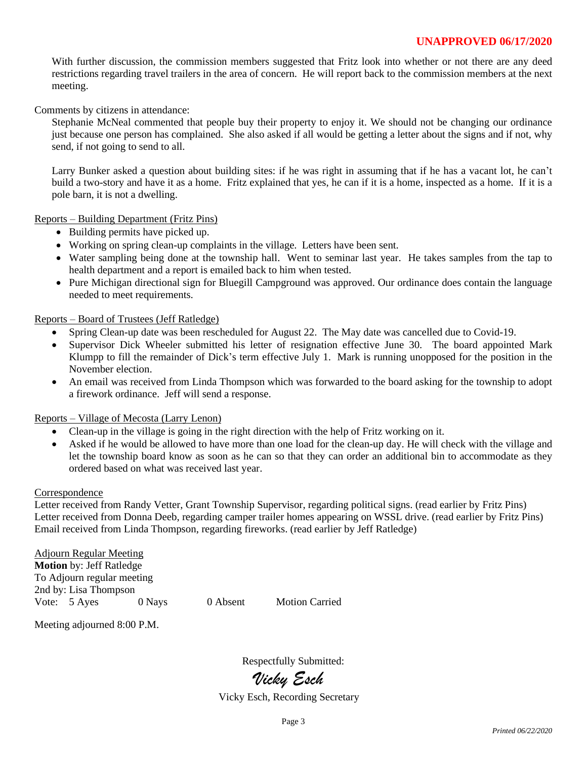**UNAPPROVED 06/17/2020**

With further discussion, the commission members suggested that Fritz look into whether or not there are any deed restrictions regarding travel trailers in the area of concern. He will report back to the commission members at the next meeting.

Comments by citizens in attendance:

Stephanie McNeal commented that people buy their property to enjoy it. We should not be changing our ordinance just because one person has complained. She also asked if all would be getting a letter about the signs and if not, why send, if not going to send to all.

Larry Bunker asked a question about building sites: if he was right in assuming that if he has a vacant lot, he can't build a two-story and have it as a home. Fritz explained that yes, he can if it is a home, inspected as a home. If it is a pole barn, it is not a dwelling.

Reports – Building Department (Fritz Pins)

- Building permits have picked up.
- Working on spring clean-up complaints in the village. Letters have been sent.
- Water sampling being done at the township hall. Went to seminar last year. He takes samples from the tap to health department and a report is emailed back to him when tested.
- Pure Michigan directional sign for Bluegill Campground was approved. Our ordinance does contain the language needed to meet requirements.

Reports – Board of Trustees (Jeff Ratledge)

- Spring Clean-up date was been rescheduled for August 22. The May date was cancelled due to Covid-19.
- Supervisor Dick Wheeler submitted his letter of resignation effective June 30. The board appointed Mark Klumpp to fill the remainder of Dick's term effective July 1. Mark is running unopposed for the position in the November election.
- An email was received from Linda Thompson which was forwarded to the board asking for the township to adopt a firework ordinance. Jeff will send a response.

Reports – Village of Mecosta (Larry Lenon)

- Clean-up in the village is going in the right direction with the help of Fritz working on it.
- Asked if he would be allowed to have more than one load for the clean-up day. He will check with the village and let the township board know as soon as he can so that they can order an additional bin to accommodate as they ordered based on what was received last year.

Correspondence

Letter received from Randy Vetter, Grant Township Supervisor, regarding political signs. (read earlier by Fritz Pins)
Letter received from Donna Deeb, regarding camper trailer homes appearing on WSSL drive. (read earlier by Fritz Pins)
Email received from Linda Thompson, regarding fireworks. (read earlier by Jeff Ratledge)

Adjourn Regular Meeting
**Motion** by: Jeff Ratledge
To Adjourn regular meeting
2nd by: Lisa Thompson
Vote: 5 Ayes 0 Nays 0 Absent Motion Carried

Meeting adjourned 8:00 P.M.

Respectfully Submitted:

*Vicky Esch*

Vicky Esch, Recording Secretary

*Printed 06/22/2020*